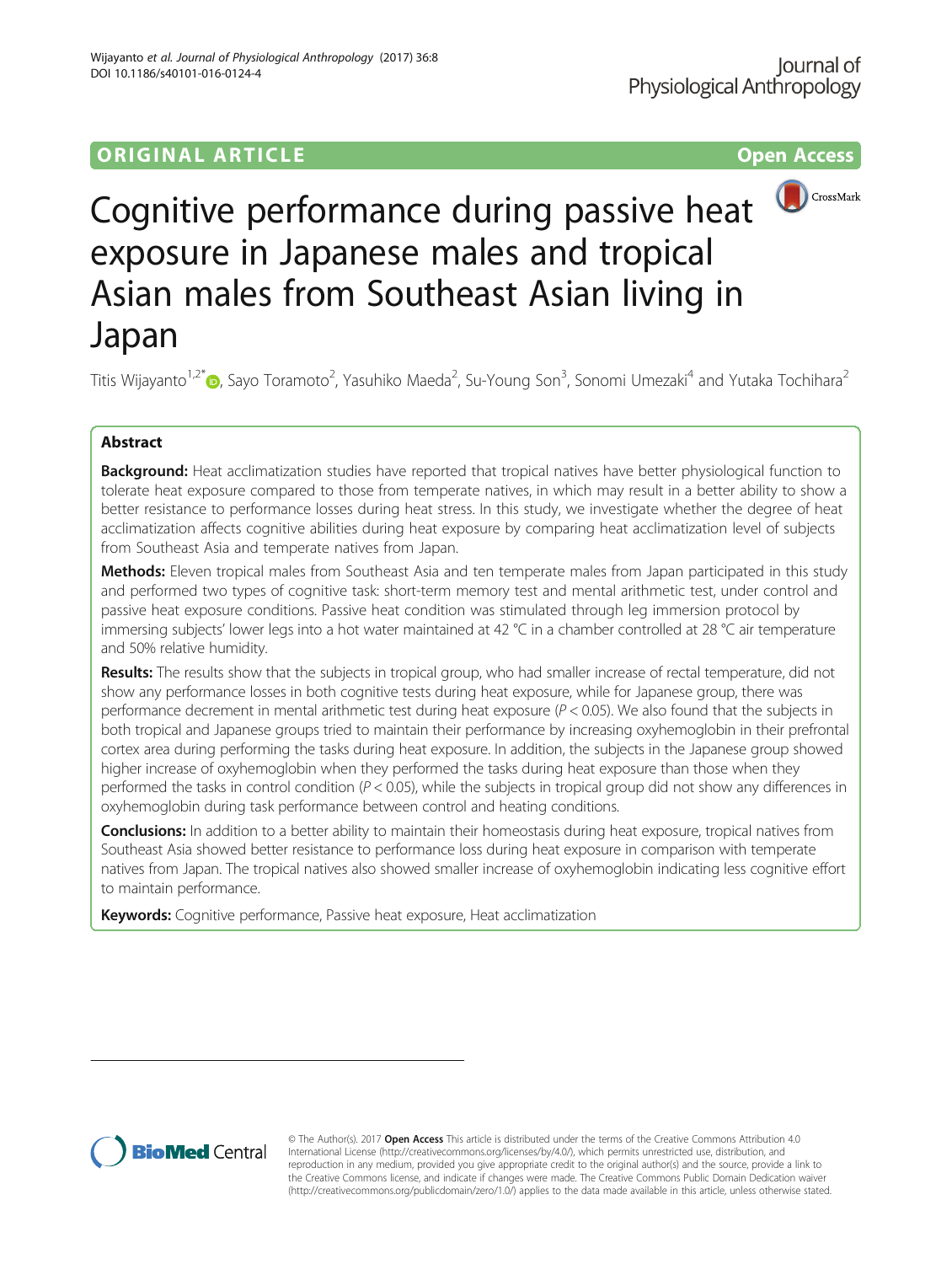ORIGINAL ARTICLE

Open Access

# Cognitive performance during passive heat exposure in Japanese males and tropical Asian males from Southeast Asian living in Japan

Titis Wijayanto[1,2*], Sayo Toramoto[2], Yasuhiko Maeda[2], Su-Young Son[3], Sonomi Umezaki[4] and Yutaka Tochihara[2]

## Abstract

**Background:** Heat acclimatization studies have reported that tropical natives have better physiological function to tolerate heat exposure compared to those from temperate natives, in which may result in a better ability to show a better resistance to performance losses during heat stress. In this study, we investigate whether the degree of heat acclimatization affects cognitive abilities during heat exposure by comparing heat acclimatization level of subjects from Southeast Asia and temperate natives from Japan.

**Methods:** Eleven tropical males from Southeast Asia and ten temperate males from Japan participated in this study and performed two types of cognitive task: short-term memory test and mental arithmetic test, under control and passive heat exposure conditions. Passive heat condition was stimulated through leg immersion protocol by immersing subjects' lower legs into a hot water maintained at 42 °C in a chamber controlled at 28 °C air temperature and 50% relative humidity.

**Results:** The results show that the subjects in tropical group, who had smaller increase of rectal temperature, did not show any performance losses in both cognitive tests during heat exposure, while for Japanese group, there was performance decrement in mental arithmetic test during heat exposure ($P < 0.05$). We also found that the subjects in both tropical and Japanese groups tried to maintain their performance by increasing oxyhemoglobin in their prefrontal cortex area during performing the tasks during heat exposure. In addition, the subjects in the Japanese group showed higher increase of oxyhemoglobin when they performed the tasks during heat exposure than those when they performed the tasks in control condition ($P < 0.05$), while the subjects in tropical group did not show any differences in oxyhemoglobin during task performance between control and heating conditions.

**Conclusions:** In addition to a better ability to maintain their homeostasis during heat exposure, tropical natives from Southeast Asia showed better resistance to performance loss during heat exposure in comparison with temperate natives from Japan. The tropical natives also showed smaller increase of oxyhemoglobin indicating less cognitive effort to maintain performance.

**Keywords:** Cognitive performance, Passive heat exposure, Heat acclimatization

© The Author(s). 2017 **Open Access** This article is distributed under the terms of the Creative Commons Attribution 4.0 International License (http://creativecommons.org/licenses/by/4.0/), which permits unrestricted use, distribution, and reproduction in any medium, provided you give appropriate credit to the original author(s) and the source, provide a link to the Creative Commons license, and indicate if changes were made. The Creative Commons Public Domain Dedication waiver (http://creativecommons.org/publicdomain/zero/1.0/) applies to the data made available in this article, unless otherwise stated.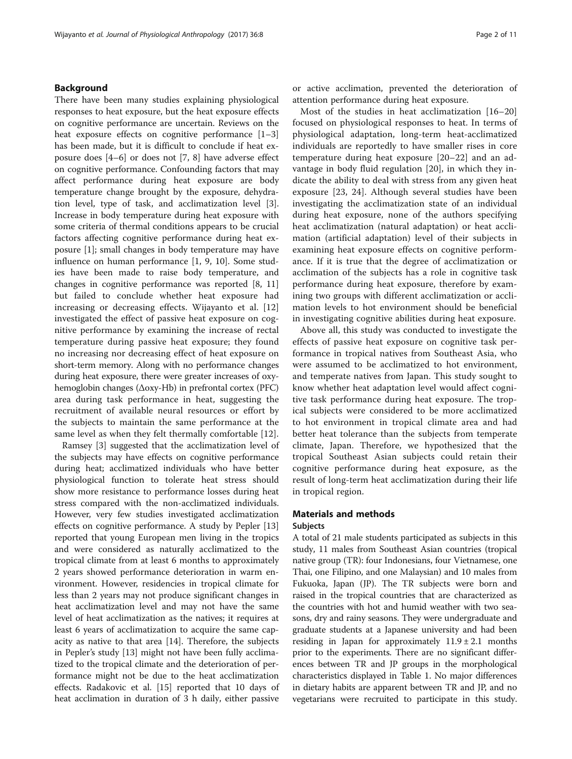## Background

There have been many studies explaining physiological responses to heat exposure, but the heat exposure effects on cognitive performance are uncertain. Reviews on the heat exposure effects on cognitive performance [1–3] has been made, but it is difficult to conclude if heat exposure does [4–6] or does not [7, 8] have adverse effect on cognitive performance. Confounding factors that may affect performance during heat exposure are body temperature change brought by the exposure, dehydration level, type of task, and acclimatization level [3]. Increase in body temperature during heat exposure with some criteria of thermal conditions appears to be crucial factors affecting cognitive performance during heat exposure [1]; small changes in body temperature may have influence on human performance [1, 9, 10]. Some studies have been made to raise body temperature, and changes in cognitive performance was reported [8, 11] but failed to conclude whether heat exposure had increasing or decreasing effects. Wijayanto et al. [12] investigated the effect of passive heat exposure on cognitive performance by examining the increase of rectal temperature during passive heat exposure; they found no increasing nor decreasing effect of heat exposure on short-term memory. Along with no performance changes during heat exposure, there were greater increases of oxy-hemoglobin changes (Δoxy-Hb) in prefrontal cortex (PFC) area during task performance in heat, suggesting the recruitment of available neural resources or effort by the subjects to maintain the same performance at the same level as when they felt thermally comfortable [12].

Ramsey [3] suggested that the acclimatization level of the subjects may have effects on cognitive performance during heat; acclimatized individuals who have better physiological function to tolerate heat stress should show more resistance to performance losses during heat stress compared with the non-acclimatized individuals. However, very few studies investigated acclimatization effects on cognitive performance. A study by Pepler [13] reported that young European men living in the tropics and were considered as naturally acclimatized to the tropical climate from at least 6 months to approximately 2 years showed performance deterioration in warm environment. However, residencies in tropical climate for less than 2 years may not produce significant changes in heat acclimatization level and may not have the same level of heat acclimatization as the natives; it requires at least 6 years of acclimatization to acquire the same capacity as native to that area [14]. Therefore, the subjects in Pepler's study [13] might not have been fully acclimatized to the tropical climate and the deterioration of performance might not be due to the heat acclimatization effects. Radakovic et al. [15] reported that 10 days of heat acclimation in duration of 3 h daily, either passive or active acclimation, prevented the deterioration of attention performance during heat exposure.

Most of the studies in heat acclimatization [16–20] focused on physiological responses to heat. In terms of physiological adaptation, long-term heat-acclimatized individuals are reportedly to have smaller rises in core temperature during heat exposure [20–22] and an advantage in body fluid regulation [20], in which they indicate the ability to deal with stress from any given heat exposure [23, 24]. Although several studies have been investigating the acclimatization state of an individual during heat exposure, none of the authors specifying heat acclimatization (natural adaptation) or heat acclimation (artificial adaptation) level of their subjects in examining heat exposure effects on cognitive performance. If it is true that the degree of acclimatization or acclimation of the subjects has a role in cognitive task performance during heat exposure, therefore by examining two groups with different acclimatization or acclimation levels to hot environment should be beneficial in investigating cognitive abilities during heat exposure.

Above all, this study was conducted to investigate the effects of passive heat exposure on cognitive task performance in tropical natives from Southeast Asia, who were assumed to be acclimatized to hot environment, and temperate natives from Japan. This study sought to know whether heat adaptation level would affect cognitive task performance during heat exposure. The tropical subjects were considered to be more acclimatized to hot environment in tropical climate area and had better heat tolerance than the subjects from temperate climate, Japan. Therefore, we hypothesized that the tropical Southeast Asian subjects could retain their cognitive performance during heat exposure, as the result of long-term heat acclimatization during their life in tropical region.

## Materials and methods

### Subjects

A total of 21 male students participated as subjects in this study, 11 males from Southeast Asian countries (tropical native group (TR): four Indonesians, four Vietnamese, one Thai, one Filipino, and one Malaysian) and 10 males from Fukuoka, Japan (JP). The TR subjects were born and raised in the tropical countries that are characterized as the countries with hot and humid weather with two seasons, dry and rainy seasons. They were undergraduate and graduate students at a Japanese university and had been residing in Japan for approximately $11.9 \pm 2.1$ months prior to the experiments. There are no significant differences between TR and JP groups in the morphological characteristics displayed in Table 1. No major differences in dietary habits are apparent between TR and JP, and no vegetarians were recruited to participate in this study.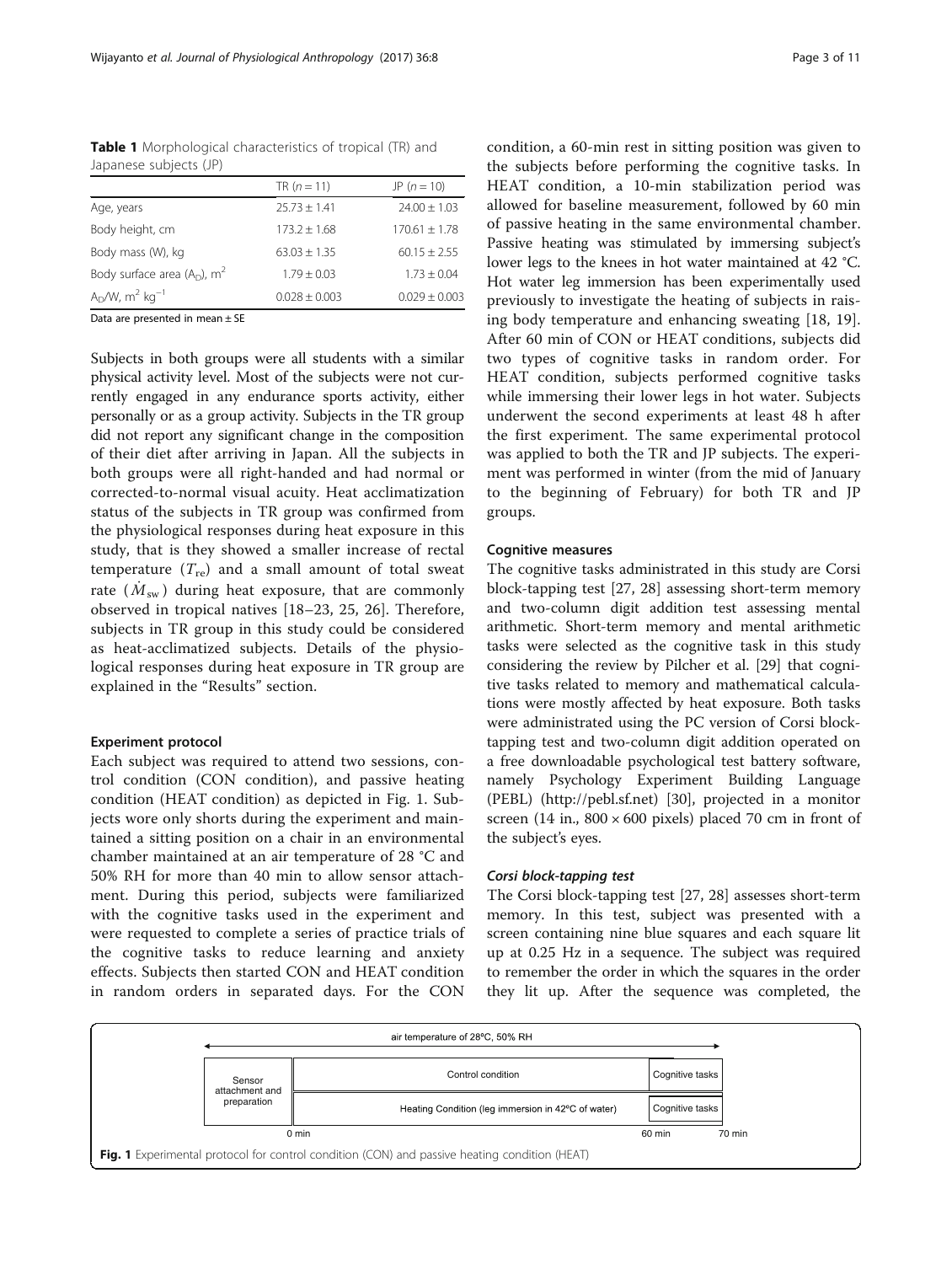**Table 1** Morphological characteristics of tropical (TR) and Japanese subjects (JP)

| | TR ($n = 11$) | JP ($n = 10$) |
|---|---|---|
| Age, years | 25.73 ± 1.41 | 24.00 ± 1.03 |
| Body height, cm | 173.2 ± 1.68 | 170.61 ± 1.78 |
| Body mass (W), kg | 63.03 ± 1.35 | 60.15 ± 2.55 |
| Body surface area ($A_D$), m$^2$ | 1.79 ± 0.03 | 1.73 ± 0.04 |
| $A_D$/W, m$^2$ kg$^{-1}$ | 0.028 ± 0.003 | 0.029 ± 0.003 |

Data are presented in mean ± SE

Subjects in both groups were all students with a similar physical activity level. Most of the subjects were not currently engaged in any endurance sports activity, either personally or as a group activity. Subjects in the TR group did not report any significant change in the composition of their diet after arriving in Japan. All the subjects in both groups were all right-handed and had normal or corrected-to-normal visual acuity. Heat acclimatization status of the subjects in TR group was confirmed from the physiological responses during heat exposure in this study, that is they showed a smaller increase of rectal temperature ($T_{re}$) and a small amount of total sweat rate ($\dot{M}_{sw}$) during heat exposure, that are commonly observed in tropical natives [18–23, 25, 26]. Therefore, subjects in TR group in this study could be considered as heat-acclimatized subjects. Details of the physiological responses during heat exposure in TR group are explained in the "Results" section.

### Experiment protocol

Each subject was required to attend two sessions, control condition (CON condition), and passive heating condition (HEAT condition) as depicted in Fig. 1. Subjects wore only shorts during the experiment and maintained a sitting position on a chair in an environmental chamber maintained at an air temperature of 28 °C and 50% RH for more than 40 min to allow sensor attachment. During this period, subjects were familiarized with the cognitive tasks used in the experiment and were requested to complete a series of practice trials of the cognitive tasks to reduce learning and anxiety effects. Subjects then started CON and HEAT condition in random orders in separated days. For the CON condition, a 60-min rest in sitting position was given to the subjects before performing the cognitive tasks. In HEAT condition, a 10-min stabilization period was allowed for baseline measurement, followed by 60 min of passive heating in the same environmental chamber. Passive heating was stimulated by immersing subject's lower legs to the knees in hot water maintained at 42 °C. Hot water leg immersion has been experimentally used previously to investigate the heating of subjects in raising body temperature and enhancing sweating [18, 19]. After 60 min of CON or HEAT conditions, subjects did two types of cognitive tasks in random order. For HEAT condition, subjects performed cognitive tasks while immersing their lower legs in hot water. Subjects underwent the second experiments at least 48 h after the first experiment. The same experimental protocol was applied to both the TR and JP subjects. The experiment was performed in winter (from the mid of January to the beginning of February) for both TR and JP groups.

### Cognitive measures

The cognitive tasks administrated in this study are Corsi block-tapping test [27, 28] assessing short-term memory and two-column digit addition test assessing mental arithmetic. Short-term memory and mental arithmetic tasks were selected as the cognitive task in this study considering the review by Pilcher et al. [29] that cognitive tasks related to memory and mathematical calculations were mostly affected by heat exposure. Both tasks were administrated using the PC version of Corsi block-tapping test and two-column digit addition operated on a free downloadable psychological test battery software, namely Psychology Experiment Building Language (PEBL) (http://pebl.sf.net) [30], projected in a monitor screen (14 in., 800 × 600 pixels) placed 70 cm in front of the subject's eyes.

#### *Corsi block-tapping test*

The Corsi block-tapping test [27, 28] assesses short-term memory. In this test, subject was presented with a screen containing nine blue squares and each square lit up at 0.25 Hz in a sequence. The subject was required to remember the order in which the squares in the order they lit up. After the sequence was completed, the

| air temperature of 28°C, 50% RH | | |
|---|---|---|
| Sensor attachment and preparation | Control condition | Cognitive tasks |
| | Heating Condition (leg immersion in 42°C of water) | Cognitive tasks |
| | 0 min | 60 min – 70 min |

**Fig. 1** Experimental protocol for control condition (CON) and passive heating condition (HEAT)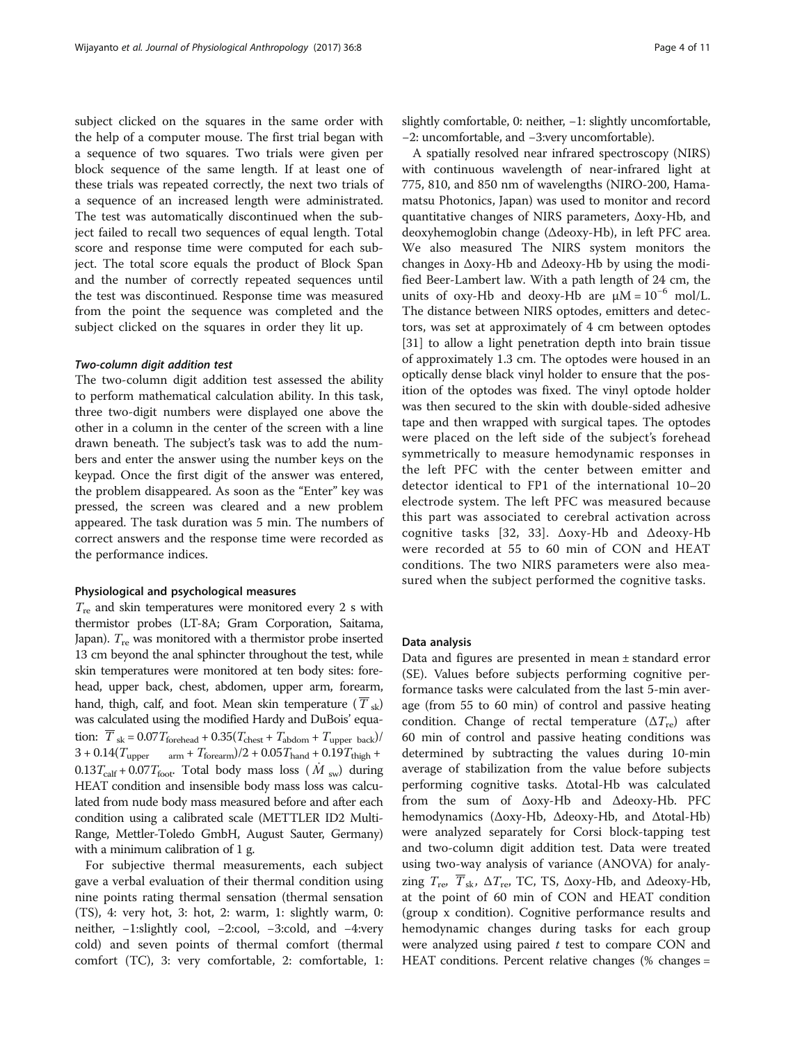subject clicked on the squares in the same order with the help of a computer mouse. The first trial began with a sequence of two squares. Two trials were given per block sequence of the same length. If at least one of these trials was repeated correctly, the next two trials of a sequence of an increased length were administrated. The test was automatically discontinued when the subject failed to recall two sequences of equal length. Total score and response time were computed for each subject. The total score equals the product of Block Span and the number of correctly repeated sequences until the test was discontinued. Response time was measured from the point the sequence was completed and the subject clicked on the squares in order they lit up.

#### *Two-column digit addition test*

The two-column digit addition test assessed the ability to perform mathematical calculation ability. In this task, three two-digit numbers were displayed one above the other in a column in the center of the screen with a line drawn beneath. The subject's task was to add the numbers and enter the answer using the number keys on the keypad. Once the first digit of the answer was entered, the problem disappeared. As soon as the "Enter" key was pressed, the screen was cleared and a new problem appeared. The task duration was 5 min. The numbers of correct answers and the response time were recorded as the performance indices.

### Physiological and psychological measures

$T_{re}$ and skin temperatures were monitored every 2 s with thermistor probes (LT-8A; Gram Corporation, Saitama, Japan). $T_{re}$ was monitored with a thermistor probe inserted 13 cm beyond the anal sphincter throughout the test, while skin temperatures were monitored at ten body sites: forehead, upper back, chest, abdomen, upper arm, forearm, hand, thigh, calf, and foot. Mean skin temperature ($\overline{T}_{sk}$) was calculated using the modified Hardy and DuBois' equation: $\overline{T}_{sk} = 0.07T_{forehead} + 0.35(T_{chest} + T_{abdom} + T_{upper\ back})/3 + 0.14(T_{upper\ arm} + T_{forearm})/2 + 0.05T_{hand} + 0.19T_{thigh} + 0.13T_{calf} + 0.07T_{foot}$. Total body mass loss ($\dot{M}_{sw}$) during HEAT condition and insensible body mass loss was calculated from nude body mass measured before and after each condition using a calibrated scale (METTLER ID2 Multi-Range, Mettler-Toledo GmbH, August Sauter, Germany) with a minimum calibration of 1 g.

For subjective thermal measurements, each subject gave a verbal evaluation of their thermal condition using nine points rating thermal sensation (thermal sensation (TS), 4: very hot, 3: hot, 2: warm, 1: slightly warm, 0: neither, −1:slightly cool, −2:cool, −3:cold, and −4:very cold) and seven points of thermal comfort (thermal comfort (TC), 3: very comfortable, 2: comfortable, 1: slightly comfortable, 0: neither, −1: slightly uncomfortable, −2: uncomfortable, and −3:very uncomfortable).

A spatially resolved near infrared spectroscopy (NIRS) with continuous wavelength of near-infrared light at 775, 810, and 850 nm of wavelengths (NIRO-200, Hamamatsu Photonics, Japan) was used to monitor and record quantitative changes of NIRS parameters, Δoxy-Hb, and deoxyhemoglobin change (Δdeoxy-Hb), in left PFC area. We also measured The NIRS system monitors the changes in Δoxy-Hb and Δdeoxy-Hb by using the modified Beer-Lambert law. With a path length of 24 cm, the units of oxy-Hb and deoxy-Hb are $\mu M = 10^{-6}$ mol/L. The distance between NIRS optodes, emitters and detectors, was set at approximately of 4 cm between optodes [31] to allow a light penetration depth into brain tissue of approximately 1.3 cm. The optodes were housed in an optically dense black vinyl holder to ensure that the position of the optodes was fixed. The vinyl optode holder was then secured to the skin with double-sided adhesive tape and then wrapped with surgical tapes. The optodes were placed on the left side of the subject's forehead symmetrically to measure hemodynamic responses in the left PFC with the center between emitter and detector identical to FP1 of the international 10–20 electrode system. The left PFC was measured because this part was associated to cerebral activation across cognitive tasks [32, 33]. Δoxy-Hb and Δdeoxy-Hb were recorded at 55 to 60 min of CON and HEAT conditions. The two NIRS parameters were also measured when the subject performed the cognitive tasks.

### Data analysis

Data and figures are presented in mean ± standard error (SE). Values before subjects performing cognitive performance tasks were calculated from the last 5-min average (from 55 to 60 min) of control and passive heating condition. Change of rectal temperature ($\Delta T_{re}$) after 60 min of control and passive heating conditions was determined by subtracting the values during 10-min average of stabilization from the value before subjects performing cognitive tasks. Δtotal-Hb was calculated from the sum of Δoxy-Hb and Δdeoxy-Hb. PFC hemodynamics (Δoxy-Hb, Δdeoxy-Hb, and Δtotal-Hb) were analyzed separately for Corsi block-tapping test and two-column digit addition test. Data were treated using two-way analysis of variance (ANOVA) for analyzing $T_{re}$, $\overline{T}_{sk}$, $\Delta T_{re}$, TC, TS, Δoxy-Hb, and Δdeoxy-Hb, at the point of 60 min of CON and HEAT condition (group x condition). Cognitive performance results and hemodynamic changes during tasks for each group were analyzed using paired $t$ test to compare CON and HEAT conditions. Percent relative changes (% changes =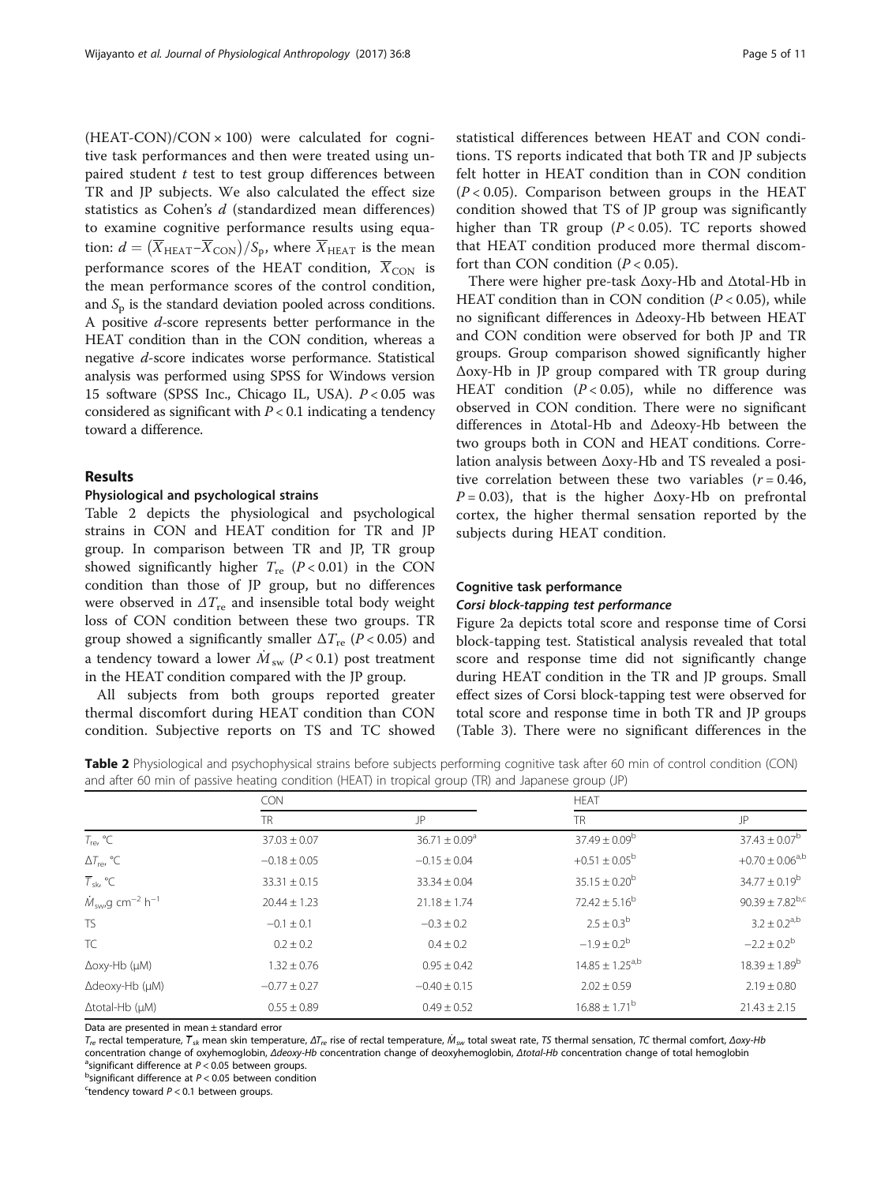(HEAT-CON)/CON × 100) were calculated for cognitive task performances and then were treated using unpaired student $t$ test to test group differences between TR and JP subjects. We also calculated the effect size statistics as Cohen's $d$ (standardized mean differences) to examine cognitive performance results using equation: $d = (\overline{X}_{\text{HEAT}} - \overline{X}_{\text{CON}})/S_{\text{p}}$, where $\overline{X}_{\text{HEAT}}$ is the mean performance scores of the HEAT condition, $\overline{X}_{\text{CON}}$ is the mean performance scores of the control condition, and $S_{\text{p}}$ is the standard deviation pooled across conditions. A positive $d$-score represents better performance in the HEAT condition than in the CON condition, whereas a negative $d$-score indicates worse performance. Statistical analysis was performed using SPSS for Windows version 15 software (SPSS Inc., Chicago IL, USA). $P < 0.05$ was considered as significant with $P < 0.1$ indicating a tendency toward a difference.

## Results

### Physiological and psychological strains

Table 2 depicts the physiological and psychological strains in CON and HEAT condition for TR and JP group. In comparison between TR and JP, TR group showed significantly higher $T_{\text{re}}$ ($P < 0.01$) in the CON condition than those of JP group, but no differences were observed in $\Delta T_{\text{re}}$ and insensible total body weight loss of CON condition between these two groups. TR group showed a significantly smaller $\Delta T_{\text{re}}$ ($P < 0.05$) and a tendency toward a lower $\dot{M}_{\text{sw}}$ ($P < 0.1$) post treatment in the HEAT condition compared with the JP group.

All subjects from both groups reported greater thermal discomfort during HEAT condition than CON condition. Subjective reports on TS and TC showed statistical differences between HEAT and CON conditions. TS reports indicated that both TR and JP subjects felt hotter in HEAT condition than in CON condition ($P < 0.05$). Comparison between groups in the HEAT condition showed that TS of JP group was significantly higher than TR group ($P < 0.05$). TC reports showed that HEAT condition produced more thermal discomfort than CON condition ($P < 0.05$).

There were higher pre-task Δoxy-Hb and Δtotal-Hb in HEAT condition than in CON condition ($P < 0.05$), while no significant differences in Δdeoxy-Hb between HEAT and CON condition were observed for both JP and TR groups. Group comparison showed significantly higher Δoxy-Hb in JP group compared with TR group during HEAT condition ($P < 0.05$), while no difference was observed in CON condition. There were no significant differences in Δtotal-Hb and Δdeoxy-Hb between the two groups both in CON and HEAT conditions. Correlation analysis between Δoxy-Hb and TS revealed a positive correlation between these two variables ($r = 0.46$, $P = 0.03$), that is the higher Δoxy-Hb on prefrontal cortex, the higher thermal sensation reported by the subjects during HEAT condition.

### Cognitive task performance

#### *Corsi block-tapping test performance*

Figure 2a depicts total score and response time of Corsi block-tapping test. Statistical analysis revealed that total score and response time did not significantly change during HEAT condition in the TR and JP groups. Small effect sizes of Corsi block-tapping test were observed for total score and response time in both TR and JP groups (Table 3). There were no significant differences in the

**Table 2** Physiological and psychophysical strains before subjects performing cognitive task after 60 min of control condition (CON) and after 60 min of passive heating condition (HEAT) in tropical group (TR) and Japanese group (JP)

| | CON | | HEAT | |
|---|---|---|---|---|
| | TR | JP | TR | JP |
| $T_{\text{re}}$, °C | 37.03 ± 0.07 | 36.71 ± 0.09[a] | 37.49 ± 0.09[b] | 37.43 ± 0.07[b] |
| $\Delta T_{\text{re}}$, °C | −0.18 ± 0.05 | −0.15 ± 0.04 | +0.51 ± 0.05[b] | +0.70 ± 0.06[a,b] |
| $\overline{T}_{\text{sk}}$, °C | 33.31 ± 0.15 | 33.34 ± 0.04 | 35.15 ± 0.20[b] | 34.77 ± 0.19[b] |
| $\dot{M}_{\text{sw}}$, g cm$^{-2}$ h$^{-1}$ | 20.44 ± 1.23 | 21.18 ± 1.74 | 72.42 ± 5.16[b] | 90.39 ± 7.82[b,c] |
| TS | −0.1 ± 0.1 | −0.3 ± 0.2 | 2.5 ± 0.3[b] | 3.2 ± 0.2[a,b] |
| TC | 0.2 ± 0.2 | 0.4 ± 0.2 | −1.9 ± 0.2[b] | −2.2 ± 0.2[b] |
| Δoxy-Hb (μM) | 1.32 ± 0.76 | 0.95 ± 0.42 | 14.85 ± 1.25[a,b] | 18.39 ± 1.89[b] |
| Δdeoxy-Hb (μM) | −0.77 ± 0.27 | −0.40 ± 0.15 | 2.02 ± 0.59 | 2.19 ± 0.80 |
| Δtotal-Hb (μM) | 0.55 ± 0.89 | 0.49 ± 0.52 | 16.88 ± 1.71[b] | 21.43 ± 2.15 |

Data are presented in mean ± standard error

$T_{re}$ rectal temperature, $\overline{T}_{sk}$ mean skin temperature, $\Delta T_{re}$ rise of rectal temperature, $\dot{M}_{sw}$ total sweat rate, *TS* thermal sensation, *TC* thermal comfort, *Δoxy-Hb* concentration change of oxyhemoglobin, *Δdeoxy-Hb* concentration change of deoxyhemoglobin, *Δtotal-Hb* concentration change of total hemoglobin

[a]significant difference at $P < 0.05$ between groups.

[b]significant difference at $P < 0.05$ between condition

[c]tendency toward $P < 0.1$ between groups.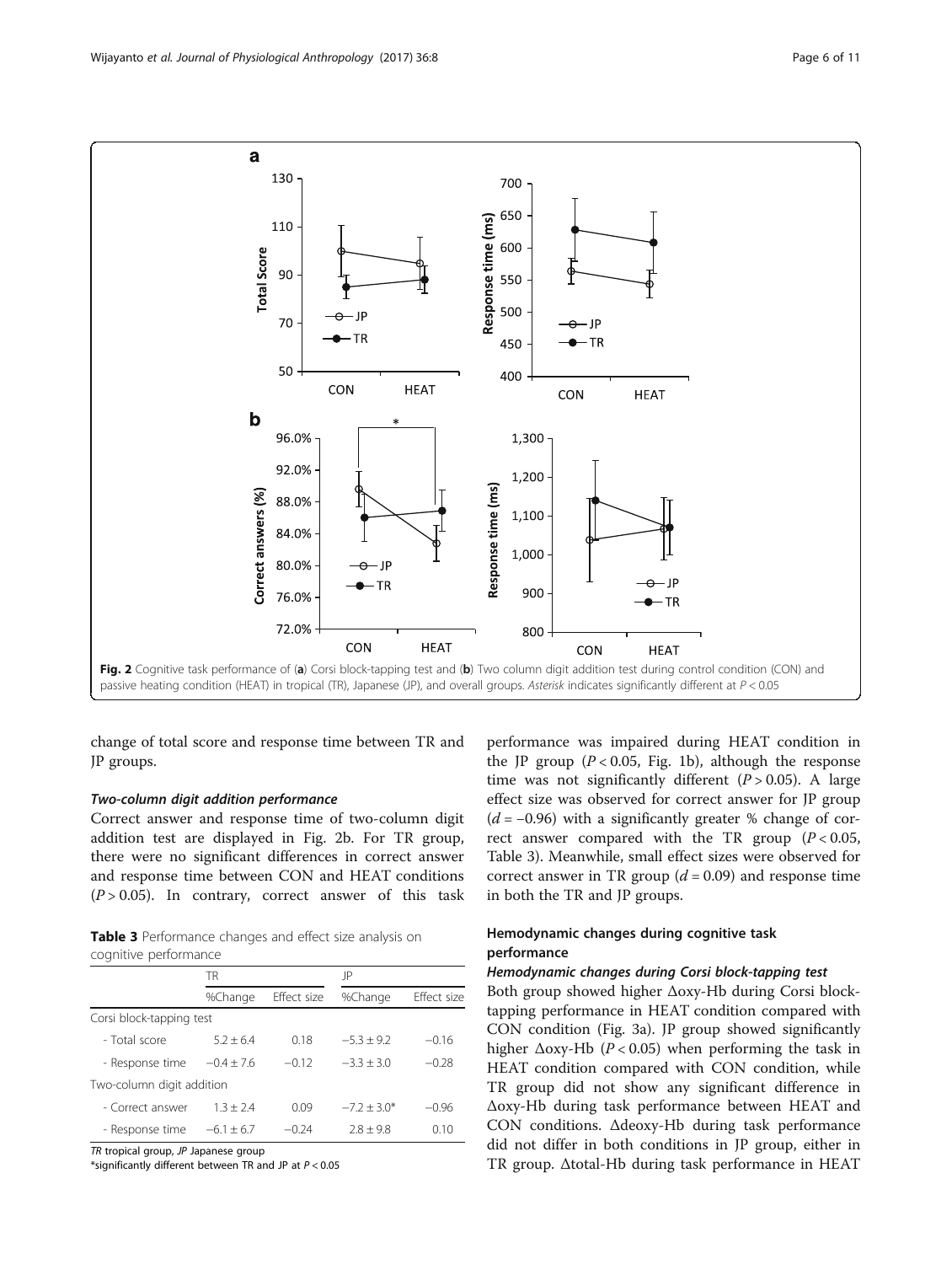Fig. 2 Cognitive task performance of (a) Corsi block-tapping test and (b) Two column digit addition test during control condition (CON) and passive heating condition (HEAT) in tropical (TR), Japanese (JP), and overall groups. *Asterisk* indicates significantly different at $P < 0.05$

change of total score and response time between TR and JP groups.

#### *Two-column digit addition performance*

Correct answer and response time of two-column digit addition test are displayed in Fig. 2b. For TR group, there were no significant differences in correct answer and response time between CON and HEAT conditions ($P > 0.05$). In contrary, correct answer of this task performance was impaired during HEAT condition in the JP group ($P < 0.05$, Fig. 1b), although the response time was not significantly different ($P > 0.05$). A large effect size was observed for correct answer for JP group ($d = -0.96$) with a significantly greater % change of correct answer compared with the TR group ($P < 0.05$, Table 3). Meanwhile, small effect sizes were observed for correct answer in TR group ($d = 0.09$) and response time in both the TR and JP groups.

**Table 3** Performance changes and effect size analysis on cognitive performance

| | TR | | JP | |
|---|---|---|---|---|
| | %Change | Effect size | %Change | Effect size |
| Corsi block-tapping test | | | | |
| - Total score | 5.2 ± 6.4 | 0.18 | −5.3 ± 9.2 | −0.16 |
| - Response time | −0.4 ± 7.6 | −0.12 | −3.3 ± 3.0 | −0.28 |
| Two-column digit addition | | | | |
| - Correct answer | 1.3 ± 2.4 | 0.09 | −7.2 ± 3.0* | −0.96 |
| - Response time | −6.1 ± 6.7 | −0.24 | 2.8 ± 9.8 | 0.10 |

*TR* tropical group, *JP* Japanese group
*significantly different between TR and JP at $P < 0.05$

### Hemodynamic changes during cognitive task performance

#### *Hemodynamic changes during Corsi block-tapping test*

Both group showed higher Δoxy-Hb during Corsi block-tapping performance in HEAT condition compared with CON condition (Fig. 3a). JP group showed significantly higher Δoxy-Hb ($P < 0.05$) when performing the task in HEAT condition compared with CON condition, while TR group did not show any significant difference in Δoxy-Hb during task performance between HEAT and CON conditions. Δdeoxy-Hb during task performance did not differ in both conditions in JP group, either in TR group. Δtotal-Hb during task performance in HEAT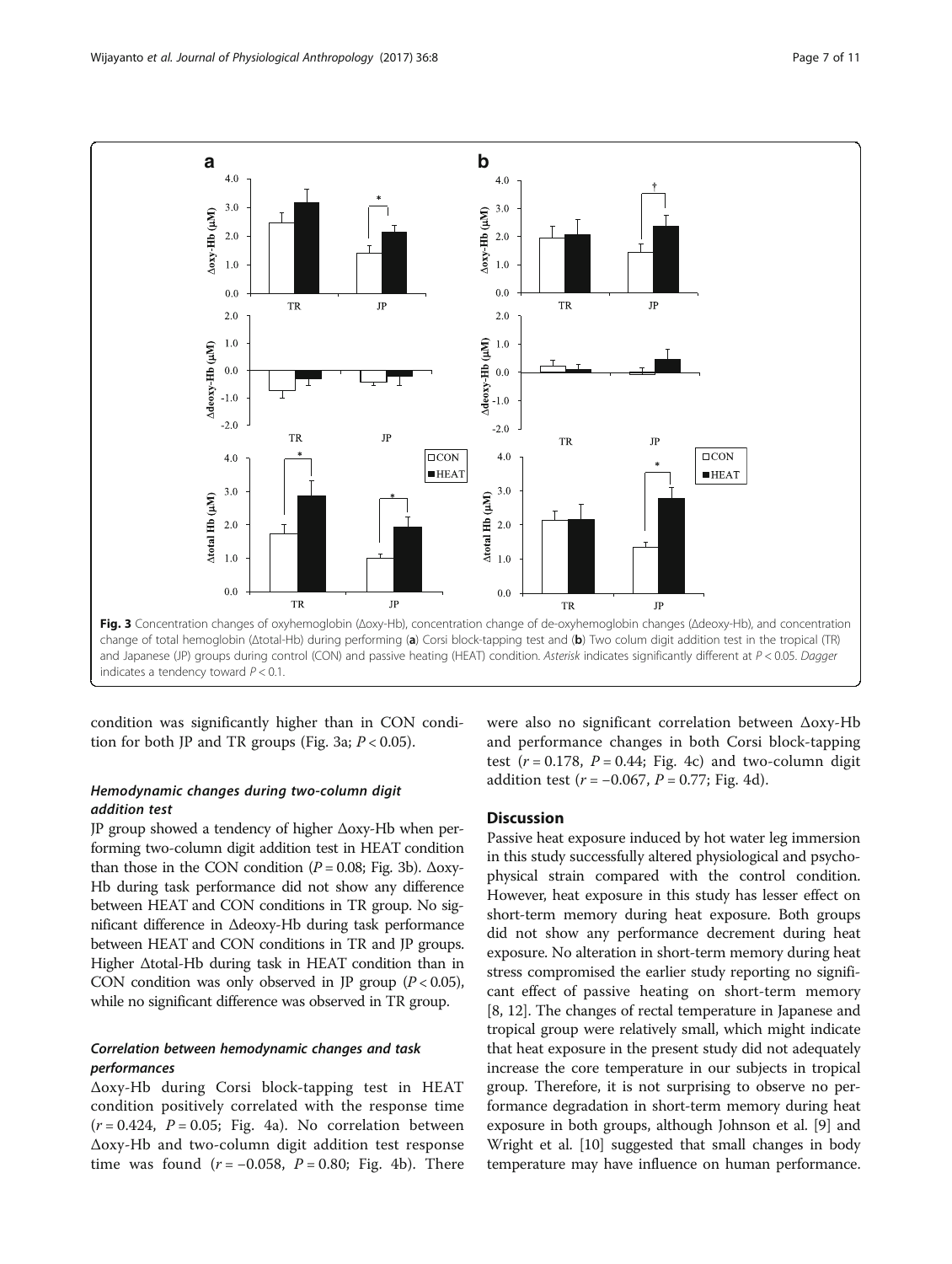Fig. 3 Concentration changes of oxyhemoglobin (Δoxy-Hb), concentration change of de-oxyhemoglobin changes (Δdeoxy-Hb), and concentration change of total hemoglobin (Δtotal-Hb) during performing (**a**) Corsi block-tapping test and (**b**) Two colum digit addition test in the tropical (TR) and Japanese (JP) groups during control (CON) and passive heating (HEAT) condition. *Asterisk* indicates significantly different at $P < 0.05$. *Dagger* indicates a tendency toward $P < 0.1$.

condition was significantly higher than in CON condition for both JP and TR groups (Fig. 3a; $P < 0.05$).

### *Hemodynamic changes during two-column digit addition test*

JP group showed a tendency of higher Δoxy-Hb when performing two-column digit addition test in HEAT condition than those in the CON condition ($P = 0.08$; Fig. 3b). Δoxy-Hb during task performance did not show any difference between HEAT and CON conditions in TR group. No significant difference in Δdeoxy-Hb during task performance between HEAT and CON conditions in TR and JP groups. Higher Δtotal-Hb during task in HEAT condition than in CON condition was only observed in JP group ($P < 0.05$), while no significant difference was observed in TR group.

### *Correlation between hemodynamic changes and task performances*

Δoxy-Hb during Corsi block-tapping test in HEAT condition positively correlated with the response time ($r = 0.424$, $P = 0.05$; Fig. 4a). No correlation between Δoxy-Hb and two-column digit addition test response time was found ($r = -0.058$, $P = 0.80$; Fig. 4b). There were also no significant correlation between Δoxy-Hb and performance changes in both Corsi block-tapping test ($r = 0.178$, $P = 0.44$; Fig. 4c) and two-column digit addition test ($r = -0.067$, $P = 0.77$; Fig. 4d).

## Discussion

Passive heat exposure induced by hot water leg immersion in this study successfully altered physiological and psychophysical strain compared with the control condition. However, heat exposure in this study has lesser effect on short-term memory during heat exposure. Both groups did not show any performance decrement during heat exposure. No alteration in short-term memory during heat stress compromised the earlier study reporting no significant effect of passive heating on short-term memory [8, 12]. The changes of rectal temperature in Japanese and tropical group were relatively small, which might indicate that heat exposure in the present study did not adequately increase the core temperature in our subjects in tropical group. Therefore, it is not surprising to observe no performance degradation in short-term memory during heat exposure in both groups, although Johnson et al. [9] and Wright et al. [10] suggested that small changes in body temperature may have influence on human performance.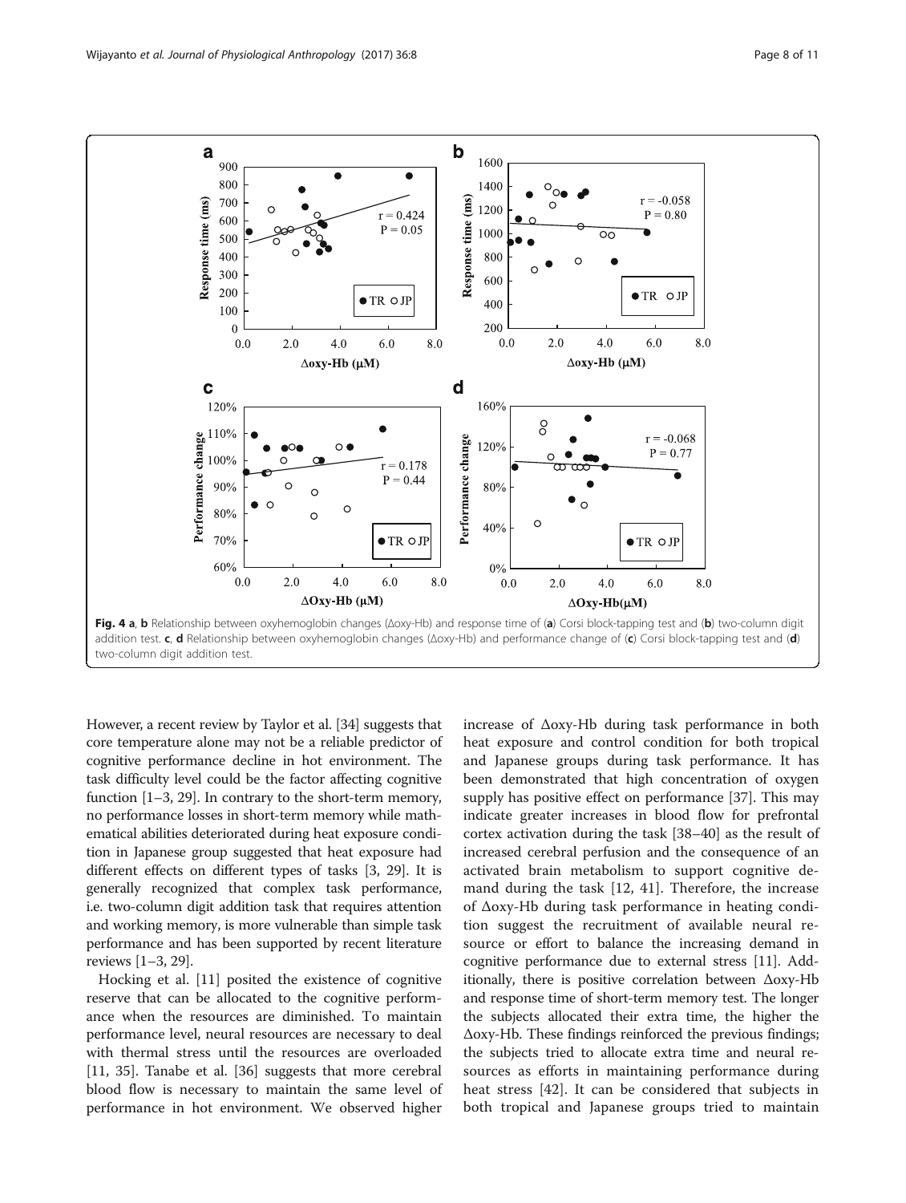**Fig. 4** **a**, **b** Relationship between oxyhemoglobin changes (Δoxy-Hb) and response time of (**a**) Corsi block-tapping test and (**b**) two-column digit addition test. **c**, **d** Relationship between oxyhemoglobin changes (Δoxy-Hb) and performance change of (**c**) Corsi block-tapping test and (**d**) two-column digit addition test.

However, a recent review by Taylor et al. [34] suggests that core temperature alone may not be a reliable predictor of cognitive performance decline in hot environment. The task difficulty level could be the factor affecting cognitive function [1–3, 29]. In contrary to the short-term memory, no performance losses in short-term memory while mathematical abilities deteriorated during heat exposure condition in Japanese group suggested that heat exposure had different effects on different types of tasks [3, 29]. It is generally recognized that complex task performance, i.e. two-column digit addition task that requires attention and working memory, is more vulnerable than simple task performance and has been supported by recent literature reviews [1–3, 29].

Hocking et al. [11] posited the existence of cognitive reserve that can be allocated to the cognitive performance when the resources are diminished. To maintain performance level, neural resources are necessary to deal with thermal stress until the resources are overloaded [11, 35]. Tanabe et al. [36] suggests that more cerebral blood flow is necessary to maintain the same level of performance in hot environment. We observed higher increase of Δoxy-Hb during task performance in both heat exposure and control condition for both tropical and Japanese groups during task performance. It has been demonstrated that high concentration of oxygen supply has positive effect on performance [37]. This may indicate greater increases in blood flow for prefrontal cortex activation during the task [38–40] as the result of increased cerebral perfusion and the consequence of an activated brain metabolism to support cognitive demand during the task [12, 41]. Therefore, the increase of Δoxy-Hb during task performance in heating condition suggest the recruitment of available neural resource or effort to balance the increasing demand in cognitive performance due to external stress [11]. Additionally, there is positive correlation between Δoxy-Hb and response time of short-term memory test. The longer the subjects allocated their extra time, the higher the Δoxy-Hb. These findings reinforced the previous findings; the subjects tried to allocate extra time and neural resources as efforts in maintaining performance during heat stress [42]. It can be considered that subjects in both tropical and Japanese groups tried to maintain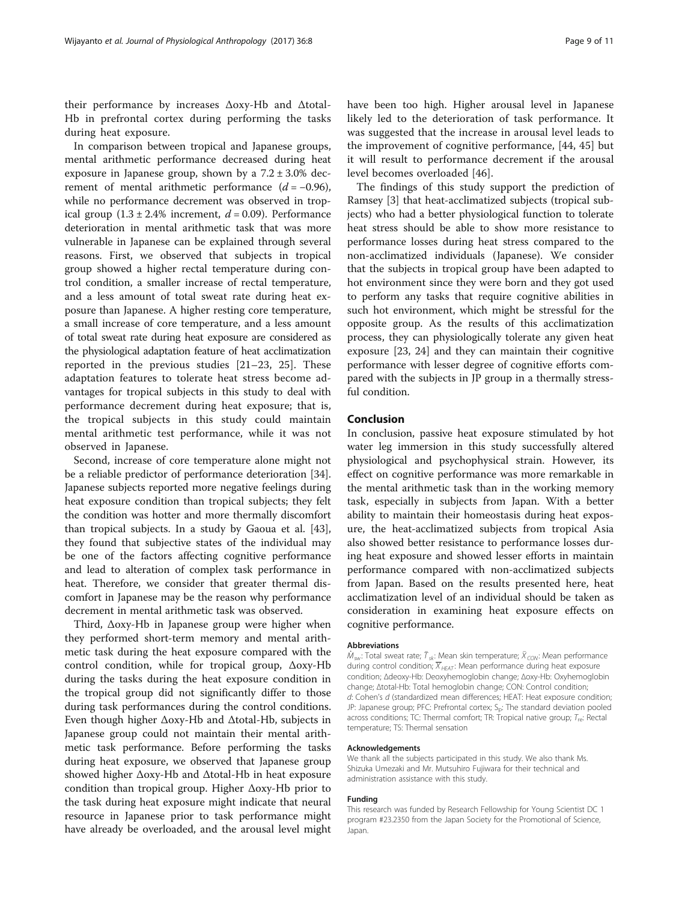their performance by increases Δoxy-Hb and Δtotal-Hb in prefrontal cortex during performing the tasks during heat exposure.

In comparison between tropical and Japanese groups, mental arithmetic performance decreased during heat exposure in Japanese group, shown by a 7.2 ± 3.0% decrement of mental arithmetic performance ($d = -0.96$), while no performance decrement was observed in tropical group (1.3 ± 2.4% increment, $d = 0.09$). Performance deterioration in mental arithmetic task that was more vulnerable in Japanese can be explained through several reasons. First, we observed that subjects in tropical group showed a higher rectal temperature during control condition, a smaller increase of rectal temperature, and a less amount of total sweat rate during heat exposure than Japanese. A higher resting core temperature, a small increase of core temperature, and a less amount of total sweat rate during heat exposure are considered as the physiological adaptation feature of heat acclimatization reported in the previous studies [21–23, 25]. These adaptation features to tolerate heat stress become advantages for tropical subjects in this study to deal with performance decrement during heat exposure; that is, the tropical subjects in this study could maintain mental arithmetic test performance, while it was not observed in Japanese.

Second, increase of core temperature alone might not be a reliable predictor of performance deterioration [34]. Japanese subjects reported more negative feelings during heat exposure condition than tropical subjects; they felt the condition was hotter and more thermally discomfort than tropical subjects. In a study by Gaoua et al. [43], they found that subjective states of the individual may be one of the factors affecting cognitive performance and lead to alteration of complex task performance in heat. Therefore, we consider that greater thermal discomfort in Japanese may be the reason why performance decrement in mental arithmetic task was observed.

Third, Δoxy-Hb in Japanese group were higher when they performed short-term memory and mental arithmetic task during the heat exposure compared with the control condition, while for tropical group, Δoxy-Hb during the tasks during the heat exposure condition in the tropical group did not significantly differ to those during task performances during the control conditions. Even though higher Δoxy-Hb and Δtotal-Hb, subjects in Japanese group could not maintain their mental arithmetic task performance. Before performing the tasks during heat exposure, we observed that Japanese group showed higher Δoxy-Hb and Δtotal-Hb in heat exposure condition than tropical group. Higher Δoxy-Hb prior to the task during heat exposure might indicate that neural resource in Japanese prior to task performance might have already be overloaded, and the arousal level might have been too high. Higher arousal level in Japanese likely led to the deterioration of task performance. It was suggested that the increase in arousal level leads to the improvement of cognitive performance, [44, 45] but it will result to performance decrement if the arousal level becomes overloaded [46].

The findings of this study support the prediction of Ramsey [3] that heat-acclimatized subjects (tropical subjects) who had a better physiological function to tolerate heat stress should be able to show more resistance to performance losses during heat stress compared to the non-acclimatized individuals (Japanese). We consider that the subjects in tropical group have been adapted to hot environment since they were born and they got used to perform any tasks that require cognitive abilities in such hot environment, which might be stressful for the opposite group. As the results of this acclimatization process, they can physiologically tolerate any given heat exposure [23, 24] and they can maintain their cognitive performance with lesser degree of cognitive efforts compared with the subjects in JP group in a thermally stressful condition.

## Conclusion

In conclusion, passive heat exposure stimulated by hot water leg immersion in this study successfully altered physiological and psychophysical strain. However, its effect on cognitive performance was more remarkable in the mental arithmetic task than in the working memory task, especially in subjects from Japan. With a better ability to maintain their homeostasis during heat exposure, the heat-acclimatized subjects from tropical Asia also showed better resistance to performance losses during heat exposure and showed lesser efforts in maintain performance compared with non-acclimatized subjects from Japan. Based on the results presented here, heat acclimatization level of an individual should be taken as consideration in examining heat exposure effects on cognitive performance.

#### Abbreviations

$\dot{M}_{sw}$: Total sweat rate; $\bar{T}_{sk}$: Mean skin temperature; $\bar{X}_{CON}$: Mean performance during control condition; $\overline{X}_{HEAT}$: Mean performance during heat exposure condition; Δdeoxy-Hb: Deoxyhemoglobin change; Δoxy-Hb: Oxyhemoglobin change; Δtotal-Hb: Total hemoglobin change; CON: Control condition; *d*: Cohen's *d* (standardized mean differences; HEAT: Heat exposure condition; JP: Japanese group; PFC: Prefrontal cortex; $S_p$: The standard deviation pooled across conditions; TC: Thermal comfort; TR: Tropical native group; $T_{re}$: Rectal temperature; TS: Thermal sensation

#### Acknowledgements

We thank all the subjects participated in this study. We also thank Ms. Shizuka Umezaki and Mr. Mutsuhiro Fujiwara for their technical and administration assistance with this study.

#### Funding

This research was funded by Research Fellowship for Young Scientist DC 1 program #23.2350 from the Japan Society for the Promotional of Science, Japan.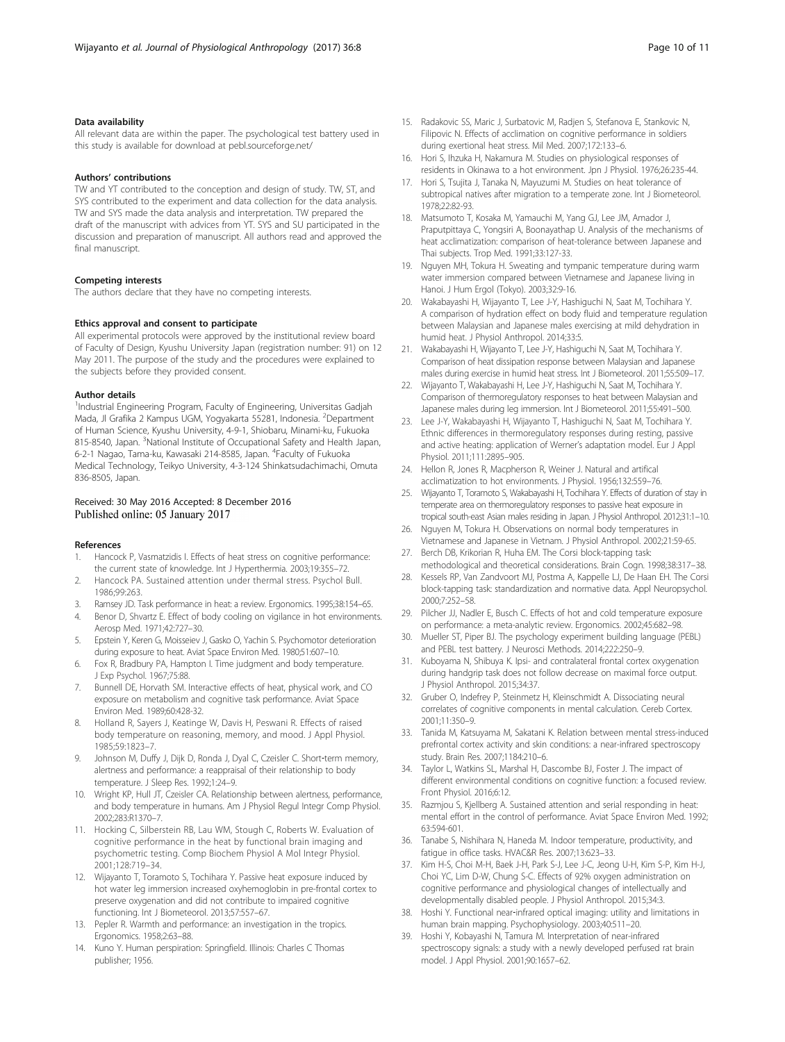### Data availability

All relevant data are within the paper. The psychological test battery used in this study is available for download at pebl.sourceforge.net/

### Authors' contributions

TW and YT contributed to the conception and design of study. TW, ST, and SYS contributed to the experiment and data collection for the data analysis. TW and SYS made the data analysis and interpretation. TW prepared the draft of the manuscript with advices from YT. SYS and SU participated in the discussion and preparation of manuscript. All authors read and approved the final manuscript.

### Competing interests

The authors declare that they have no competing interests.

### Ethics approval and consent to participate

All experimental protocols were approved by the institutional review board of Faculty of Design, Kyushu University Japan (registration number: 91) on 12 May 2011. The purpose of the study and the procedures were explained to the subjects before they provided consent.

### Author details

[1]Industrial Engineering Program, Faculty of Engineering, Universitas Gadjah Mada, Jl Grafika 2 Kampus UGM, Yogyakarta 55281, Indonesia. [2]Department of Human Science, Kyushu University, 4-9-1, Shiobaru, Minami-ku, Fukuoka 815-8540, Japan. [3]National Institute of Occupational Safety and Health Japan, 6-2-1 Nagao, Tama-ku, Kawasaki 214-8585, Japan. [4]Faculty of Fukuoka Medical Technology, Teikyo University, 4-3-124 Shinkatsudachimachi, Omuta 836-8505, Japan.

Received: 30 May 2016 Accepted: 8 December 2016
Published online: 05 January 2017

### References

1. Hancock P, Vasmatzidis I. Effects of heat stress on cognitive performance: the current state of knowledge. Int J Hyperthermia. 2003;19:355–72.
2. Hancock PA. Sustained attention under thermal stress. Psychol Bull. 1986;99:263.
3. Ramsey JD. Task performance in heat: a review. Ergonomics. 1995;38:154–65.
4. Benor D, Shvartz E. Effect of body cooling on vigilance in hot environments. Aerosp Med. 1971;42:727–30.
5. Epstein Y, Keren G, Moisseiev J, Gasko O, Yachin S. Psychomotor deterioration during exposure to heat. Aviat Space Environ Med. 1980;51:607–10.
6. Fox R, Bradbury PA, Hampton I. Time judgment and body temperature. J Exp Psychol. 1967;75:88.
7. Bunnell DE, Horvath SM. Interactive effects of heat, physical work, and CO exposure on metabolism and cognitive task performance. Aviat Space Environ Med. 1989;60:428-32.
8. Holland R, Sayers J, Keatinge W, Davis H, Peswani R. Effects of raised body temperature on reasoning, memory, and mood. J Appl Physiol. 1985;59:1823–7.
9. Johnson M, Duffy J, Dijk D, Ronda J, Dyal C, Czeisler C. Short-term memory, alertness and performance: a reappraisal of their relationship to body temperature. J Sleep Res. 1992;1:24–9.
10. Wright KP, Hull JT, Czeisler CA. Relationship between alertness, performance, and body temperature in humans. Am J Physiol Regul Integr Comp Physiol. 2002;283:R1370–7.
11. Hocking C, Silberstein RB, Lau WM, Stough C, Roberts W. Evaluation of cognitive performance in the heat by functional brain imaging and psychometric testing. Comp Biochem Physiol A Mol Integr Physiol. 2001;128:719–34.
12. Wijayanto T, Toramoto S, Tochihara Y. Passive heat exposure induced by hot water leg immersion increased oxyhemoglobin in pre-frontal cortex to preserve oxygenation and did not contribute to impaired cognitive functioning. Int J Biometeorol. 2013;57:557–67.
13. Pepler R. Warmth and performance: an investigation in the tropics. Ergonomics. 1958;2:63–88.
14. Kuno Y. Human perspiration: Springfield. Illinois: Charles C Thomas publisher; 1956.
15. Radakovic SS, Maric J, Surbatovic M, Radjen S, Stefanova E, Stankovic N, Filipovic N. Effects of acclimation on cognitive performance in soldiers during exertional heat stress. Mil Med. 2007;172:133–6.
16. Hori S, Ihzuka H, Nakamura M. Studies on physiological responses of residents in Okinawa to a hot environment. Jpn J Physiol. 1976;26:235-44.
17. Hori S, Tsujita J, Tanaka N, Mayuzumi M. Studies on heat tolerance of subtropical natives after migration to a temperate zone. Int J Biometeorol. 1978;22:82-93.
18. Matsumoto T, Kosaka M, Yamauchi M, Yang GJ, Lee JM, Amador J, Praputpittaya C, Yongsiri A, Boonayathap U. Analysis of the mechanisms of heat acclimatization: comparison of heat-tolerance between Japanese and Thai subjects. Trop Med. 1991;33:127-33.
19. Nguyen MH, Tokura H. Sweating and tympanic temperature during warm water immersion compared between Vietnamese and Japanese living in Hanoi. J Hum Ergol (Tokyo). 2003;32:9-16.
20. Wakabayashi H, Wijayanto T, Lee J-Y, Hashiguchi N, Saat M, Tochihara Y. A comparison of hydration effect on body fluid and temperature regulation between Malaysian and Japanese males exercising at mild dehydration in humid heat. J Physiol Anthropol. 2014;33:5.
21. Wakabayashi H, Wijayanto T, Lee J-Y, Hashiguchi N, Saat M, Tochihara Y. Comparison of heat dissipation response between Malaysian and Japanese males during exercise in humid heat stress. Int J Biometeorol. 2011;55:509–17.
22. Wijayanto T, Wakabayashi H, Lee J-Y, Hashiguchi N, Saat M, Tochihara Y. Comparison of thermoregulatory responses to heat between Malaysian and Japanese males during leg immersion. Int J Biometeorol. 2011;55:491–500.
23. Lee J-Y, Wakabayashi H, Wijayanto T, Hashiguchi N, Saat M, Tochihara Y. Ethnic differences in thermoregulatory responses during resting, passive and active heating: application of Werner's adaptation model. Eur J Appl Physiol. 2011;111:2895–905.
24. Hellon R, Jones R, Macpherson R, Weiner J. Natural and artifical acclimatization to hot environments. J Physiol. 1956;132:559–76.
25. Wijayanto T, Toramoto S, Wakabayashi H, Tochihara Y. Effects of duration of stay in temperate area on thermoregulatory responses to passive heat exposure in tropical south-east Asian males residing in Japan. J Physiol Anthropol. 2012;31:1–10.
26. Nguyen M, Tokura H. Observations on normal body temperatures in Vietnamese and Japanese in Vietnam. J Physiol Anthropol. 2002;21:59-65.
27. Berch DB, Krikorian R, Huha EM. The Corsi block-tapping task: methodological and theoretical considerations. Brain Cogn. 1998;38:317–38.
28. Kessels RP, Van Zandvoort MJ, Postma A, Kappelle LJ, De Haan EH. The Corsi block-tapping task: standardization and normative data. Appl Neuropsychol. 2000;7:252–58.
29. Pilcher JJ, Nadler E, Busch C. Effects of hot and cold temperature exposure on performance: a meta-analytic review. Ergonomics. 2002;45:682–98.
30. Mueller ST, Piper BJ. The psychology experiment building language (PEBL) and PEBL test battery. J Neurosci Methods. 2014;222:250–9.
31. Kuboyama N, Shibuya K. Ipsi- and contralateral frontal cortex oxygenation during handgrip task does not follow decrease on maximal force output. J Physiol Anthropol. 2015;34:37.
32. Gruber O, Indefrey P, Steinmetz H, Kleinschmidt A. Dissociating neural correlates of cognitive components in mental calculation. Cereb Cortex. 2001;11:350–9.
33. Tanida M, Katsuyama M, Sakatani K. Relation between mental stress-induced prefrontal cortex activity and skin conditions: a near-infrared spectroscopy study. Brain Res. 2007;1184:210–6.
34. Taylor L, Watkins SL, Marshal H, Dascombe BJ, Foster J. The impact of different environmental conditions on cognitive function: a focused review. Front Physiol. 2016;6:12.
35. Razmjou S, Kjellberg A. Sustained attention and serial responding in heat: mental effort in the control of performance. Aviat Space Environ Med. 1992; 63:594-601.
36. Tanabe S, Nishihara N, Haneda M. Indoor temperature, productivity, and fatigue in office tasks. HVAC&R Res. 2007;13:623–33.
37. Kim H-S, Choi M-H, Baek J-H, Park S-J, Lee J-C, Jeong U-H, Kim S-P, Kim H-J, Choi YC, Lim D-W, Chung S-C. Effects of 92% oxygen administration on cognitive performance and physiological changes of intellectually and developmentally disabled people. J Physiol Anthropol. 2015;34:3.
38. Hoshi Y. Functional near-infrared optical imaging: utility and limitations in human brain mapping. Psychophysiology. 2003;40:511–20.
39. Hoshi Y, Kobayashi N, Tamura M. Interpretation of near-infrared spectroscopy signals: a study with a newly developed perfused rat brain model. J Appl Physiol. 2001;90:1657–62.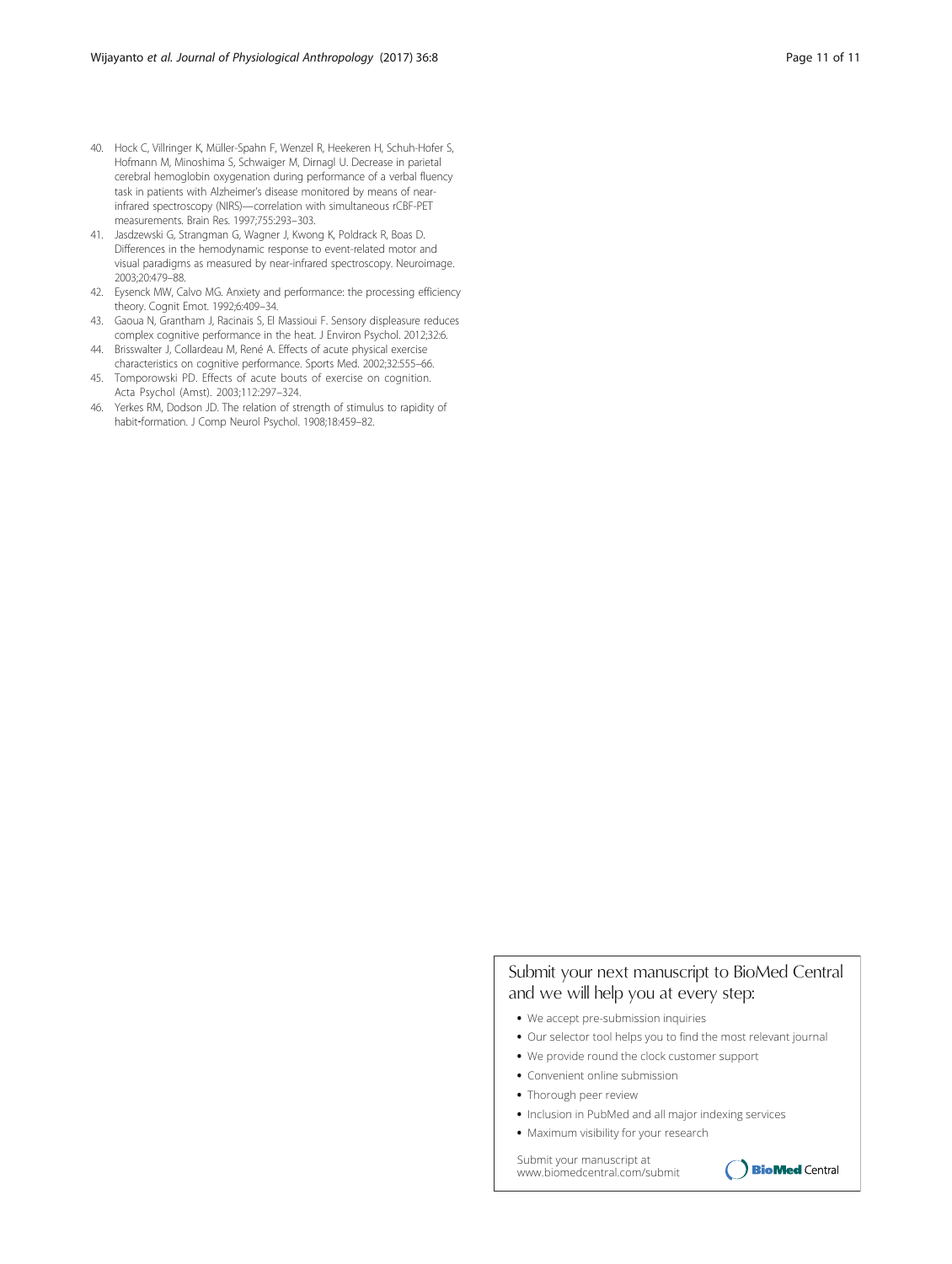40. Hock C, Villringer K, Müller-Spahn F, Wenzel R, Heekeren H, Schuh-Hofer S, Hofmann M, Minoshima S, Schwaiger M, Dirnagl U. Decrease in parietal cerebral hemoglobin oxygenation during performance of a verbal fluency task in patients with Alzheimer's disease monitored by means of near-infrared spectroscopy (NIRS)—correlation with simultaneous rCBF-PET measurements. Brain Res. 1997;755:293–303.
41. Jasdzewski G, Strangman G, Wagner J, Kwong K, Poldrack R, Boas D. Differences in the hemodynamic response to event-related motor and visual paradigms as measured by near-infrared spectroscopy. Neuroimage. 2003;20:479–88.
42. Eysenck MW, Calvo MG. Anxiety and performance: the processing efficiency theory. Cognit Emot. 1992;6:409–34.
43. Gaoua N, Grantham J, Racinais S, El Massioui F. Sensory displeasure reduces complex cognitive performance in the heat. J Environ Psychol. 2012;32:6.
44. Brisswalter J, Collardeau M, René A. Effects of acute physical exercise characteristics on cognitive performance. Sports Med. 2002;32:555–66.
45. Tomporowski PD. Effects of acute bouts of exercise on cognition. Acta Psychol (Amst). 2003;112:297–324.
46. Yerkes RM, Dodson JD. The relation of strength of stimulus to rapidity of habit-formation. J Comp Neurol Psychol. 1908;18:459–82.

Submit your next manuscript to BioMed Central and we will help you at every step:

- We accept pre-submission inquiries
- Our selector tool helps you to find the most relevant journal
- We provide round the clock customer support
- Convenient online submission
- Thorough peer review
- Inclusion in PubMed and all major indexing services
- Maximum visibility for your research

Submit your manuscript at
www.biomedcentral.com/submit

BioMed Central